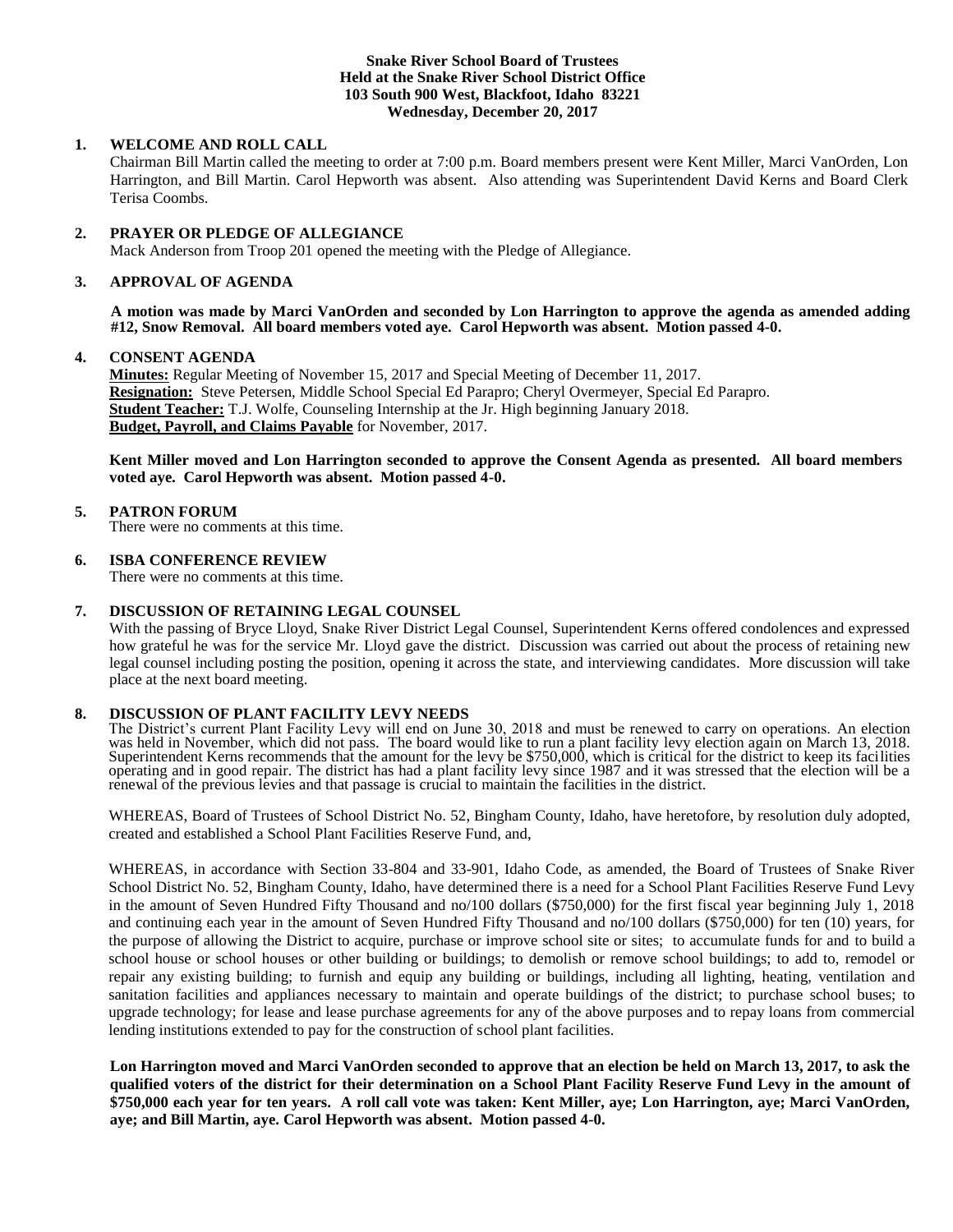**Snake River School Board of Trustees**
**Held at the Snake River School District Office**
**103 South 900 West, Blackfoot, Idaho 83221**
**Wednesday, December 20, 2017**

## 1. WELCOME AND ROLL CALL

Chairman Bill Martin called the meeting to order at 7:00 p.m. Board members present were Kent Miller, Marci VanOrden, Lon Harrington, and Bill Martin. Carol Hepworth was absent. Also attending was Superintendent David Kerns and Board Clerk Terisa Coombs.

## 2. PRAYER OR PLEDGE OF ALLEGIANCE

Mack Anderson from Troop 201 opened the meeting with the Pledge of Allegiance.

## 3. APPROVAL OF AGENDA

**A motion was made by Marci VanOrden and seconded by Lon Harrington to approve the agenda as amended adding #12, Snow Removal. All board members voted aye. Carol Hepworth was absent. Motion passed 4-0.**

## 4. CONSENT AGENDA

**Minutes:** Regular Meeting of November 15, 2017 and Special Meeting of December 11, 2017.
**Resignation:** Steve Petersen, Middle School Special Ed Parapro; Cheryl Overmeyer, Special Ed Parapro.
**Student Teacher:** T.J. Wolfe, Counseling Internship at the Jr. High beginning January 2018.
**Budget, Payroll, and Claims Payable** for November, 2017.

**Kent Miller moved and Lon Harrington seconded to approve the Consent Agenda as presented. All board members voted aye. Carol Hepworth was absent. Motion passed 4-0.**

## 5. PATRON FORUM

There were no comments at this time.

## 6. ISBA CONFERENCE REVIEW

There were no comments at this time.

## 7. DISCUSSION OF RETAINING LEGAL COUNSEL

With the passing of Bryce Lloyd, Snake River District Legal Counsel, Superintendent Kerns offered condolences and expressed how grateful he was for the service Mr. Lloyd gave the district. Discussion was carried out about the process of retaining new legal counsel including posting the position, opening it across the state, and interviewing candidates. More discussion will take place at the next board meeting.

## 8. DISCUSSION OF PLANT FACILITY LEVY NEEDS

The District's current Plant Facility Levy will end on June 30, 2018 and must be renewed to carry on operations. An election was held in November, which did not pass. The board would like to run a plant facility levy election again on March 13, 2018. Superintendent Kerns recommends that the amount for the levy be $750,000, which is critical for the district to keep its facilities operating and in good repair. The district has had a plant facility levy since 1987 and it was stressed that the election will be a renewal of the previous levies and that passage is crucial to maintain the facilities in the district.

WHEREAS, Board of Trustees of School District No. 52, Bingham County, Idaho, have heretofore, by resolution duly adopted, created and established a School Plant Facilities Reserve Fund, and,

WHEREAS, in accordance with Section 33-804 and 33-901, Idaho Code, as amended, the Board of Trustees of Snake River School District No. 52, Bingham County, Idaho, have determined there is a need for a School Plant Facilities Reserve Fund Levy in the amount of Seven Hundred Fifty Thousand and no/100 dollars ($750,000) for the first fiscal year beginning July 1, 2018 and continuing each year in the amount of Seven Hundred Fifty Thousand and no/100 dollars ($750,000) for ten (10) years, for the purpose of allowing the District to acquire, purchase or improve school site or sites; to accumulate funds for and to build a school house or school houses or other building or buildings; to demolish or remove school buildings; to add to, remodel or repair any existing building; to furnish and equip any building or buildings, including all lighting, heating, ventilation and sanitation facilities and appliances necessary to maintain and operate buildings of the district; to purchase school buses; to upgrade technology; for lease and lease purchase agreements for any of the above purposes and to repay loans from commercial lending institutions extended to pay for the construction of school plant facilities.

**Lon Harrington moved and Marci VanOrden seconded to approve that an election be held on March 13, 2017, to ask the qualified voters of the district for their determination on a School Plant Facility Reserve Fund Levy in the amount of $750,000 each year for ten years. A roll call vote was taken: Kent Miller, aye; Lon Harrington, aye; Marci VanOrden, aye; and Bill Martin, aye. Carol Hepworth was absent. Motion passed 4-0.**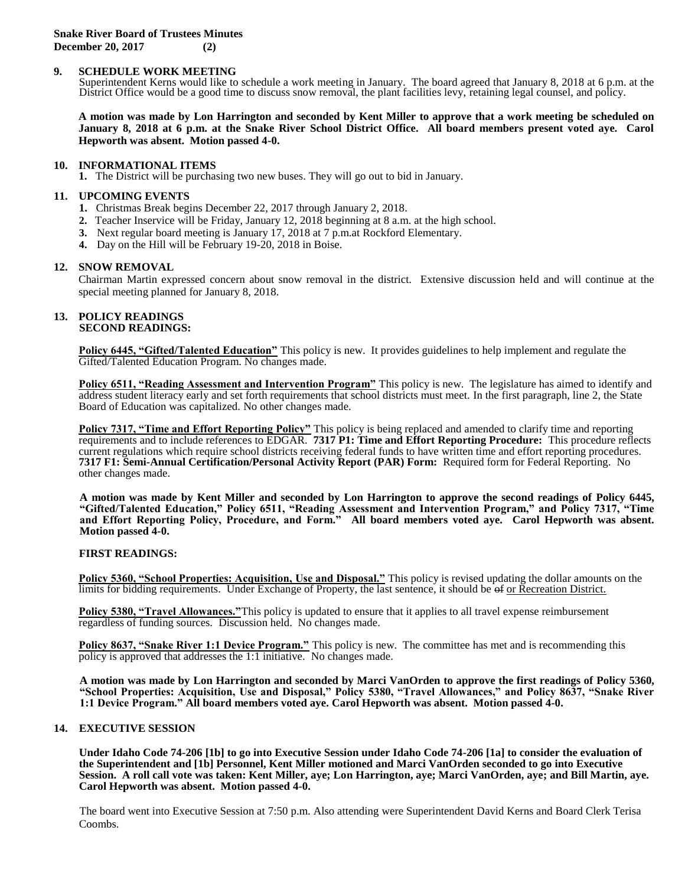**Snake River Board of Trustees Minutes**
**December 20, 2017 (2)**

## 9. SCHEDULE WORK MEETING

Superintendent Kerns would like to schedule a work meeting in January. The board agreed that January 8, 2018 at 6 p.m. at the District Office would be a good time to discuss snow removal, the plant facilities levy, retaining legal counsel, and policy.

**A motion was made by Lon Harrington and seconded by Kent Miller to approve that a work meeting be scheduled on January 8, 2018 at 6 p.m. at the Snake River School District Office. All board members present voted aye. Carol Hepworth was absent. Motion passed 4-0.**

## 10. INFORMATIONAL ITEMS

**1.** The District will be purchasing two new buses. They will go out to bid in January.

## 11. UPCOMING EVENTS

**1.** Christmas Break begins December 22, 2017 through January 2, 2018.
**2.** Teacher Inservice will be Friday, January 12, 2018 beginning at 8 a.m. at the high school.
**3.** Next regular board meeting is January 17, 2018 at 7 p.m.at Rockford Elementary.
**4.** Day on the Hill will be February 19-20, 2018 in Boise.

## 12. SNOW REMOVAL

Chairman Martin expressed concern about snow removal in the district. Extensive discussion held and will continue at the special meeting planned for January 8, 2018.

## 13. POLICY READINGS

### SECOND READINGS:

**Policy 6445, "Gifted/Talented Education"** This policy is new. It provides guidelines to help implement and regulate the Gifted/Talented Education Program. No changes made.

**Policy 6511, "Reading Assessment and Intervention Program"** This policy is new. The legislature has aimed to identify and address student literacy early and set forth requirements that school districts must meet. In the first paragraph, line 2, the State Board of Education was capitalized. No other changes made.

**Policy 7317, "Time and Effort Reporting Policy"** This policy is being replaced and amended to clarify time and reporting requirements and to include references to EDGAR. **7317 P1: Time and Effort Reporting Procedure:** This procedure reflects current regulations which require school districts receiving federal funds to have written time and effort reporting procedures. **7317 F1: Semi-Annual Certification/Personal Activity Report (PAR) Form:** Required form for Federal Reporting. No other changes made.

**A motion was made by Kent Miller and seconded by Lon Harrington to approve the second readings of Policy 6445, "Gifted/Talented Education," Policy 6511, "Reading Assessment and Intervention Program," and Policy 7317, "Time and Effort Reporting Policy, Procedure, and Form." All board members voted aye. Carol Hepworth was absent. Motion passed 4-0.**

### FIRST READINGS:

**Policy 5360, "School Properties: Acquisition, Use and Disposal."** This policy is revised updating the dollar amounts on the limits for bidding requirements. Under Exchange of Property, the last sentence, it should be ~~of~~ or Recreation District.

**Policy 5380, "Travel Allowances."** This policy is updated to ensure that it applies to all travel expense reimbursement regardless of funding sources. Discussion held. No changes made.

**Policy 8637, "Snake River 1:1 Device Program."** This policy is new. The committee has met and is recommending this policy is approved that addresses the 1:1 initiative. No changes made.

**A motion was made by Lon Harrington and seconded by Marci VanOrden to approve the first readings of Policy 5360, "School Properties: Acquisition, Use and Disposal," Policy 5380, "Travel Allowances," and Policy 8637, "Snake River 1:1 Device Program." All board members voted aye. Carol Hepworth was absent. Motion passed 4-0.**

## 14. EXECUTIVE SESSION

**Under Idaho Code 74-206 [1b] to go into Executive Session under Idaho Code 74-206 [1a] to consider the evaluation of the Superintendent and [1b] Personnel, Kent Miller motioned and Marci VanOrden seconded to go into Executive Session. A roll call vote was taken: Kent Miller, aye; Lon Harrington, aye; Marci VanOrden, aye; and Bill Martin, aye. Carol Hepworth was absent. Motion passed 4-0.**

The board went into Executive Session at 7:50 p.m. Also attending were Superintendent David Kerns and Board Clerk Terisa Coombs.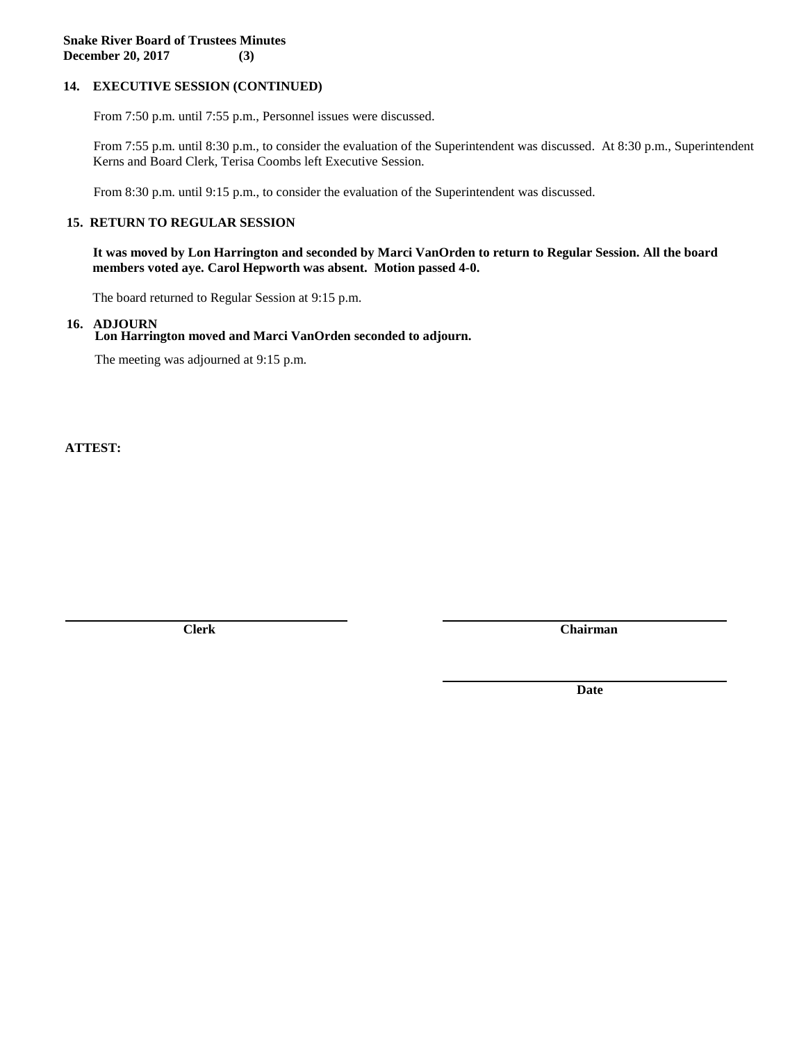## 14. EXECUTIVE SESSION (CONTINUED)

From 7:50 p.m. until 7:55 p.m., Personnel issues were discussed.

From 7:55 p.m. until 8:30 p.m., to consider the evaluation of the Superintendent was discussed. At 8:30 p.m., Superintendent Kerns and Board Clerk, Terisa Coombs left Executive Session.

From 8:30 p.m. until 9:15 p.m., to consider the evaluation of the Superintendent was discussed.

## 15. RETURN TO REGULAR SESSION

**It was moved by Lon Harrington and seconded by Marci VanOrden to return to Regular Session. All the board members voted aye. Carol Hepworth was absent. Motion passed 4-0.**

The board returned to Regular Session at 9:15 p.m.

## 16. ADJOURN

**Lon Harrington moved and Marci VanOrden seconded to adjourn.**

The meeting was adjourned at 9:15 p.m.

**ATTEST:**

______________________________ **Clerk**

______________________________ **Chairman**

______________________________ **Date**